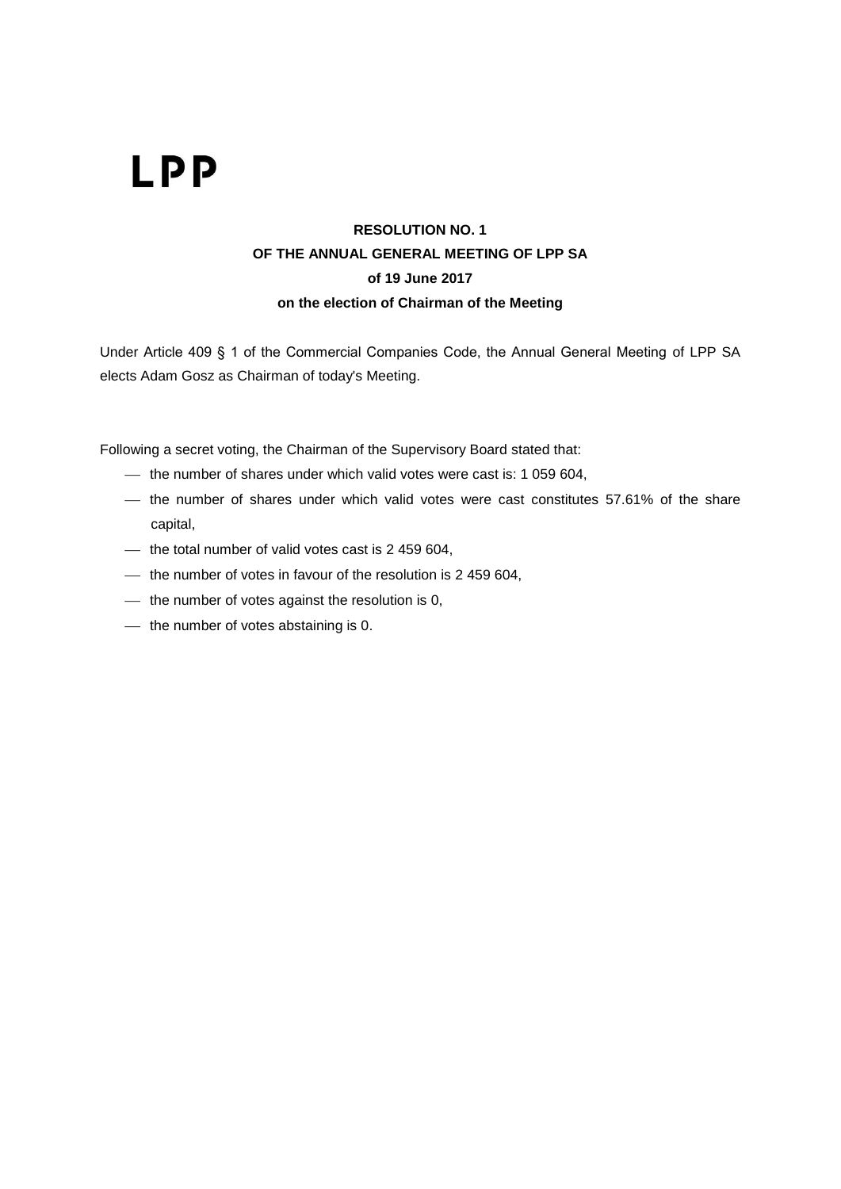LPP

**RESOLUTION NO. 1**
**OF THE ANNUAL GENERAL MEETING OF LPP SA**
**of 19 June 2017**
**on the election of Chairman of the Meeting**

Under Article 409 § 1 of the Commercial Companies Code, the Annual General Meeting of LPP SA elects Adam Gosz as Chairman of today's Meeting.

Following a secret voting, the Chairman of the Supervisory Board stated that:

- the number of shares under which valid votes were cast is: 1 059 604,
- the number of shares under which valid votes were cast constitutes 57.61% of the share capital,
- the total number of valid votes cast is 2 459 604,
- the number of votes in favour of the resolution is 2 459 604,
- the number of votes against the resolution is 0,
- the number of votes abstaining is 0.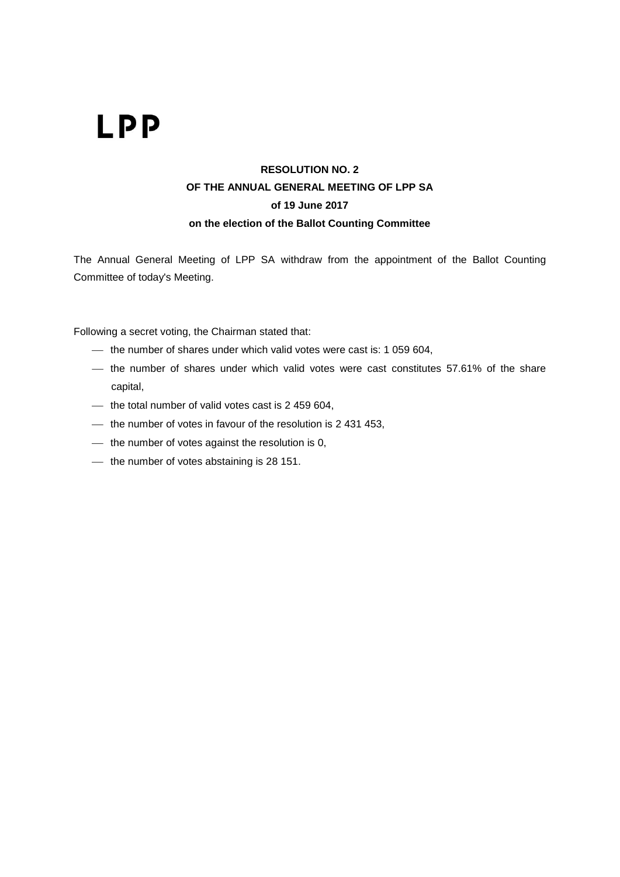LPP

**RESOLUTION NO. 2**
**OF THE ANNUAL GENERAL MEETING OF LPP SA**
**of 19 June 2017**
**on the election of the Ballot Counting Committee**

The Annual General Meeting of LPP SA withdraw from the appointment of the Ballot Counting Committee of today's Meeting.

Following a secret voting, the Chairman stated that:

- the number of shares under which valid votes were cast is: 1 059 604,
- the number of shares under which valid votes were cast constitutes 57.61% of the share capital,
- the total number of valid votes cast is 2 459 604,
- the number of votes in favour of the resolution is 2 431 453,
- the number of votes against the resolution is 0,
- the number of votes abstaining is 28 151.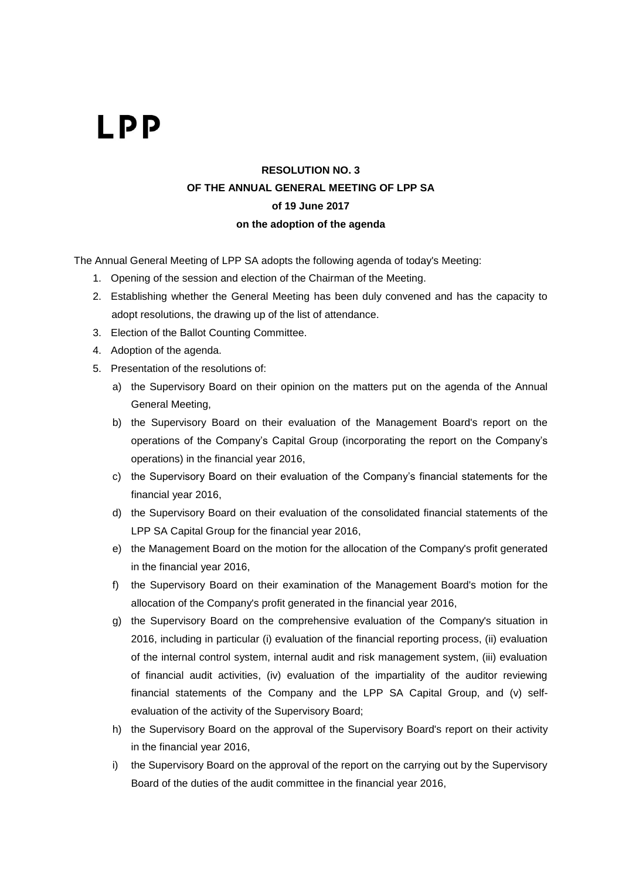LPP

**RESOLUTION NO. 3**
**OF THE ANNUAL GENERAL MEETING OF LPP SA**
**of 19 June 2017**
**on the adoption of the agenda**

The Annual General Meeting of LPP SA adopts the following agenda of today's Meeting:

1. Opening of the session and election of the Chairman of the Meeting.
2. Establishing whether the General Meeting has been duly convened and has the capacity to adopt resolutions, the drawing up of the list of attendance.
3. Election of the Ballot Counting Committee.
4. Adoption of the agenda.
5. Presentation of the resolutions of:
   a) the Supervisory Board on their opinion on the matters put on the agenda of the Annual General Meeting,
   b) the Supervisory Board on their evaluation of the Management Board's report on the operations of the Company's Capital Group (incorporating the report on the Company's operations) in the financial year 2016,
   c) the Supervisory Board on their evaluation of the Company's financial statements for the financial year 2016,
   d) the Supervisory Board on their evaluation of the consolidated financial statements of the LPP SA Capital Group for the financial year 2016,
   e) the Management Board on the motion for the allocation of the Company's profit generated in the financial year 2016,
   f) the Supervisory Board on their examination of the Management Board's motion for the allocation of the Company's profit generated in the financial year 2016,
   g) the Supervisory Board on the comprehensive evaluation of the Company's situation in 2016, including in particular (i) evaluation of the financial reporting process, (ii) evaluation of the internal control system, internal audit and risk management system, (iii) evaluation of financial audit activities, (iv) evaluation of the impartiality of the auditor reviewing financial statements of the Company and the LPP SA Capital Group, and (v) self-evaluation of the activity of the Supervisory Board;
   h) the Supervisory Board on the approval of the Supervisory Board's report on their activity in the financial year 2016,
   i) the Supervisory Board on the approval of the report on the carrying out by the Supervisory Board of the duties of the audit committee in the financial year 2016,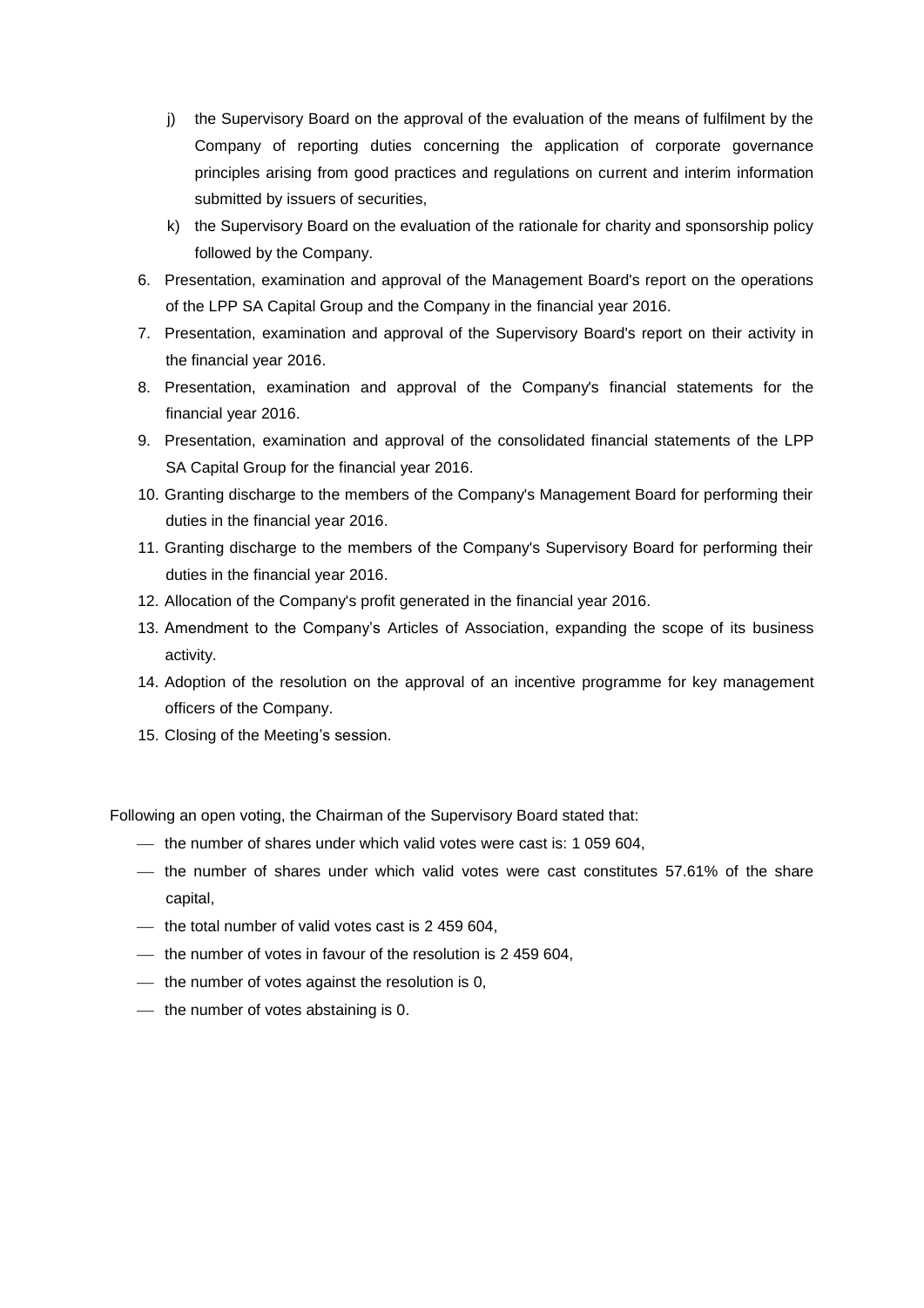j) the Supervisory Board on the approval of the evaluation of the means of fulfilment by the Company of reporting duties concerning the application of corporate governance principles arising from good practices and regulations on current and interim information submitted by issuers of securities,

k) the Supervisory Board on the evaluation of the rationale for charity and sponsorship policy followed by the Company.

6. Presentation, examination and approval of the Management Board's report on the operations of the LPP SA Capital Group and the Company in the financial year 2016.
7. Presentation, examination and approval of the Supervisory Board's report on their activity in the financial year 2016.
8. Presentation, examination and approval of the Company's financial statements for the financial year 2016.
9. Presentation, examination and approval of the consolidated financial statements of the LPP SA Capital Group for the financial year 2016.
10. Granting discharge to the members of the Company's Management Board for performing their duties in the financial year 2016.
11. Granting discharge to the members of the Company's Supervisory Board for performing their duties in the financial year 2016.
12. Allocation of the Company's profit generated in the financial year 2016.
13. Amendment to the Company's Articles of Association, expanding the scope of its business activity.
14. Adoption of the resolution on the approval of an incentive programme for key management officers of the Company.
15. Closing of the Meeting's session.

Following an open voting, the Chairman of the Supervisory Board stated that:

- the number of shares under which valid votes were cast is: 1 059 604,
- the number of shares under which valid votes were cast constitutes 57.61% of the share capital,
- the total number of valid votes cast is 2 459 604,
- the number of votes in favour of the resolution is 2 459 604,
- the number of votes against the resolution is 0,
- the number of votes abstaining is 0.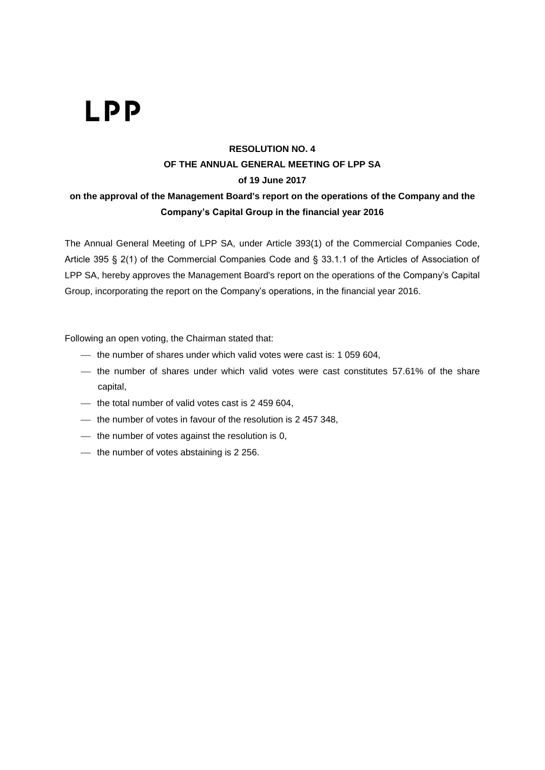LPP

**RESOLUTION NO. 4**
**OF THE ANNUAL GENERAL MEETING OF LPP SA**
**of 19 June 2017**
**on the approval of the Management Board's report on the operations of the Company and the Company's Capital Group in the financial year 2016**

The Annual General Meeting of LPP SA, under Article 393(1) of the Commercial Companies Code, Article 395 § 2(1) of the Commercial Companies Code and § 33.1.1 of the Articles of Association of LPP SA, hereby approves the Management Board's report on the operations of the Company's Capital Group, incorporating the report on the Company's operations, in the financial year 2016.

Following an open voting, the Chairman stated that:

- the number of shares under which valid votes were cast is: 1 059 604,
- the number of shares under which valid votes were cast constitutes 57.61% of the share capital,
- the total number of valid votes cast is 2 459 604,
- the number of votes in favour of the resolution is 2 457 348,
- the number of votes against the resolution is 0,
- the number of votes abstaining is 2 256.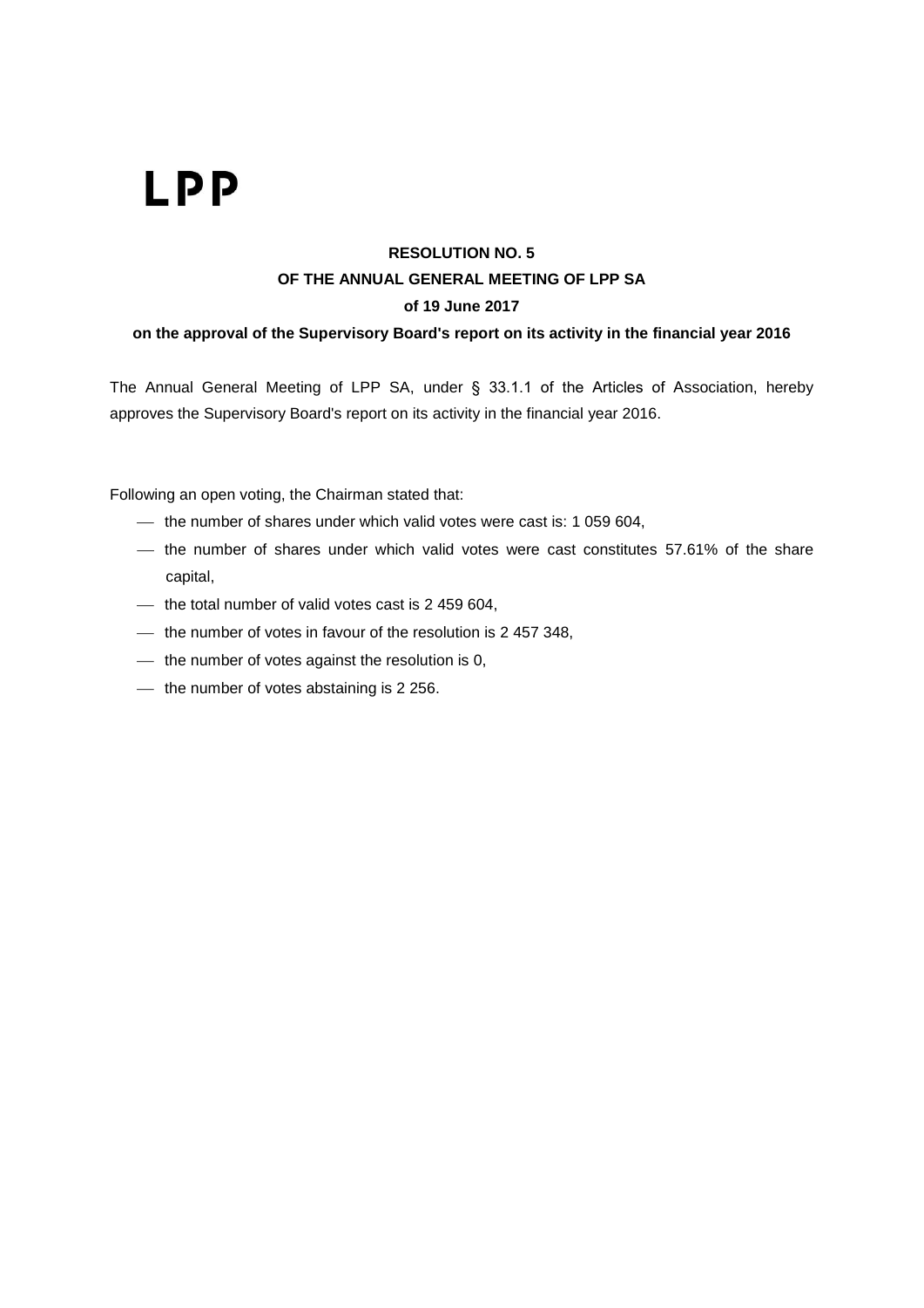LPP

**RESOLUTION NO. 5**

**OF THE ANNUAL GENERAL MEETING OF LPP SA**

**of 19 June 2017**

**on the approval of the Supervisory Board's report on its activity in the financial year 2016**

The Annual General Meeting of LPP SA, under § 33.1.1 of the Articles of Association, hereby approves the Supervisory Board's report on its activity in the financial year 2016.

Following an open voting, the Chairman stated that:

- the number of shares under which valid votes were cast is: 1 059 604,
- the number of shares under which valid votes were cast constitutes 57.61% of the share capital,
- the total number of valid votes cast is 2 459 604,
- the number of votes in favour of the resolution is 2 457 348,
- the number of votes against the resolution is 0,
- the number of votes abstaining is 2 256.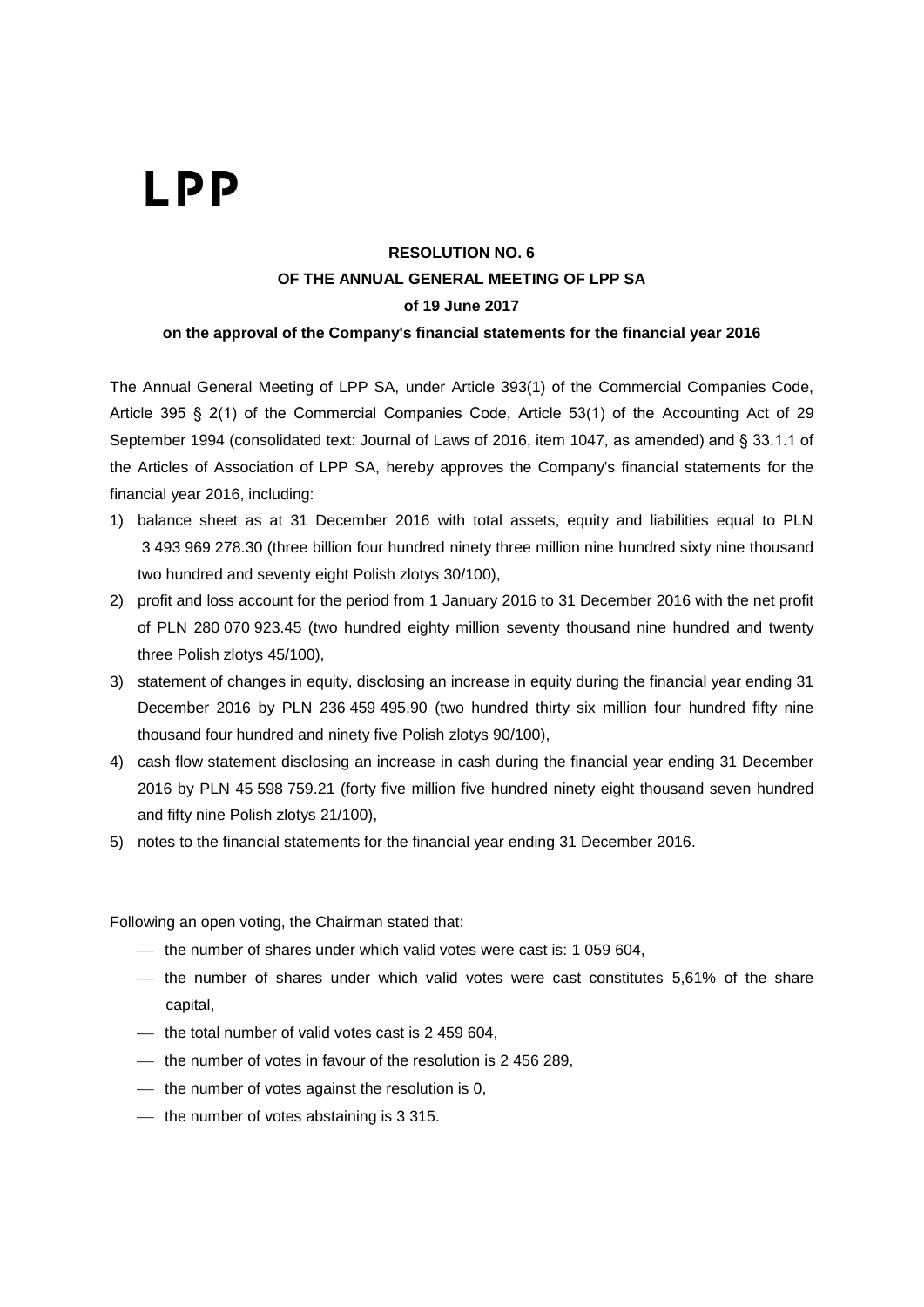# LPP

**RESOLUTION NO. 6**
**OF THE ANNUAL GENERAL MEETING OF LPP SA**
**of 19 June 2017**
**on the approval of the Company's financial statements for the financial year 2016**

The Annual General Meeting of LPP SA, under Article 393(1) of the Commercial Companies Code, Article 395 § 2(1) of the Commercial Companies Code, Article 53(1) of the Accounting Act of 29 September 1994 (consolidated text: Journal of Laws of 2016, item 1047, as amended) and § 33.1.1 of the Articles of Association of LPP SA, hereby approves the Company's financial statements for the financial year 2016, including:

1) balance sheet as at 31 December 2016 with total assets, equity and liabilities equal to PLN 3 493 969 278.30 (three billion four hundred ninety three million nine hundred sixty nine thousand two hundred and seventy eight Polish zlotys 30/100),
2) profit and loss account for the period from 1 January 2016 to 31 December 2016 with the net profit of PLN 280 070 923.45 (two hundred eighty million seventy thousand nine hundred and twenty three Polish zlotys 45/100),
3) statement of changes in equity, disclosing an increase in equity during the financial year ending 31 December 2016 by PLN 236 459 495.90 (two hundred thirty six million four hundred fifty nine thousand four hundred and ninety five Polish zlotys 90/100),
4) cash flow statement disclosing an increase in cash during the financial year ending 31 December 2016 by PLN 45 598 759.21 (forty five million five hundred ninety eight thousand seven hundred and fifty nine Polish zlotys 21/100),
5) notes to the financial statements for the financial year ending 31 December 2016.

Following an open voting, the Chairman stated that:

- the number of shares under which valid votes were cast is: 1 059 604,
- the number of shares under which valid votes were cast constitutes 5,61% of the share capital,
- the total number of valid votes cast is 2 459 604,
- the number of votes in favour of the resolution is 2 456 289,
- the number of votes against the resolution is 0,
- the number of votes abstaining is 3 315.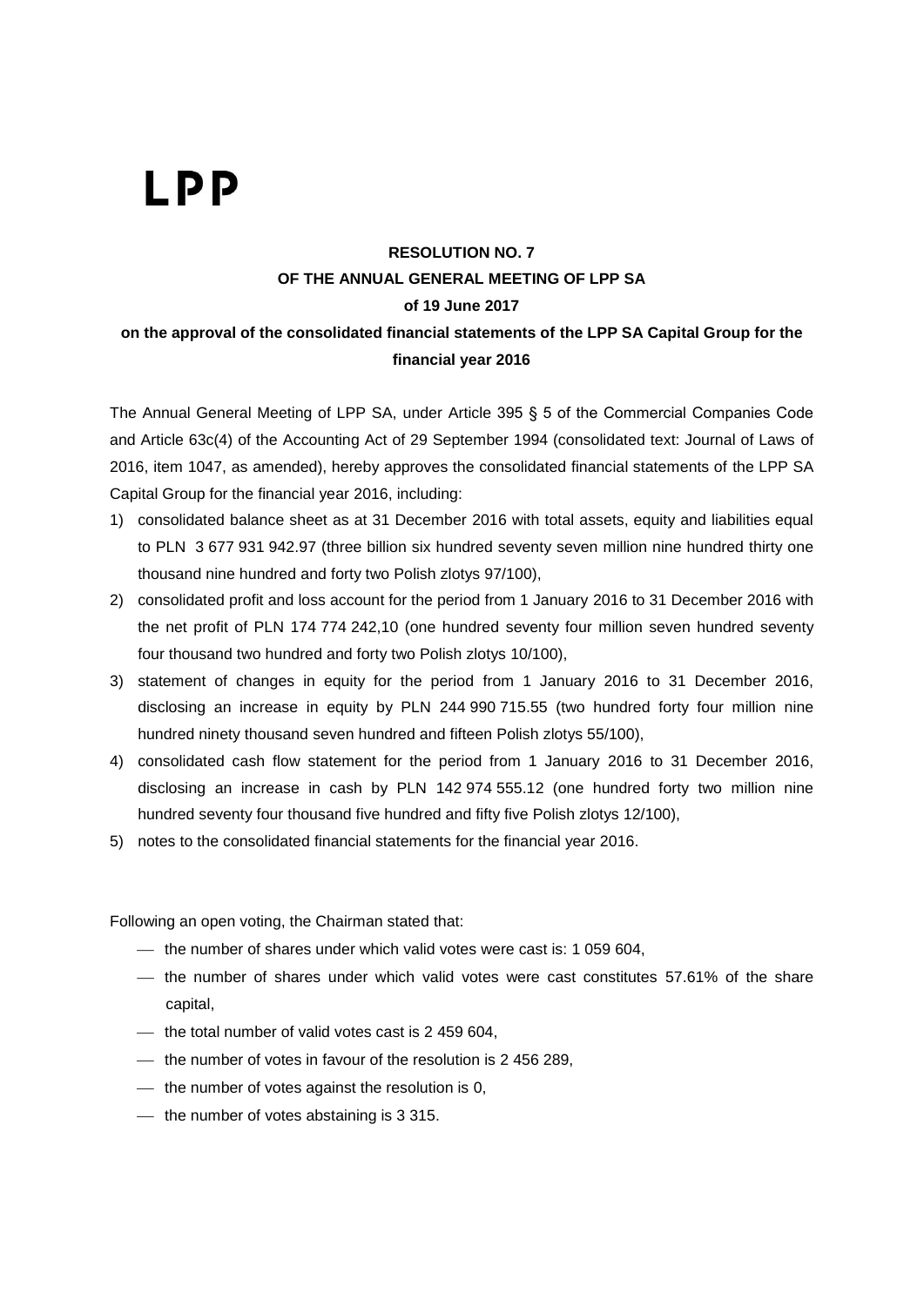**LPP**

**RESOLUTION NO. 7**
**OF THE ANNUAL GENERAL MEETING OF LPP SA**
**of 19 June 2017**
**on the approval of the consolidated financial statements of the LPP SA Capital Group for the financial year 2016**

The Annual General Meeting of LPP SA, under Article 395 § 5 of the Commercial Companies Code and Article 63c(4) of the Accounting Act of 29 September 1994 (consolidated text: Journal of Laws of 2016, item 1047, as amended), hereby approves the consolidated financial statements of the LPP SA Capital Group for the financial year 2016, including:

1) consolidated balance sheet as at 31 December 2016 with total assets, equity and liabilities equal to PLN 3 677 931 942.97 (three billion six hundred seventy seven million nine hundred thirty one thousand nine hundred and forty two Polish zlotys 97/100),
2) consolidated profit and loss account for the period from 1 January 2016 to 31 December 2016 with the net profit of PLN 174 774 242,10 (one hundred seventy four million seven hundred seventy four thousand two hundred and forty two Polish zlotys 10/100),
3) statement of changes in equity for the period from 1 January 2016 to 31 December 2016, disclosing an increase in equity by PLN 244 990 715.55 (two hundred forty four million nine hundred ninety thousand seven hundred and fifteen Polish zlotys 55/100),
4) consolidated cash flow statement for the period from 1 January 2016 to 31 December 2016, disclosing an increase in cash by PLN 142 974 555.12 (one hundred forty two million nine hundred seventy four thousand five hundred and fifty five Polish zlotys 12/100),
5) notes to the consolidated financial statements for the financial year 2016.

Following an open voting, the Chairman stated that:

- the number of shares under which valid votes were cast is: 1 059 604,
- the number of shares under which valid votes were cast constitutes 57.61% of the share capital,
- the total number of valid votes cast is 2 459 604,
- the number of votes in favour of the resolution is 2 456 289,
- the number of votes against the resolution is 0,
- the number of votes abstaining is 3 315.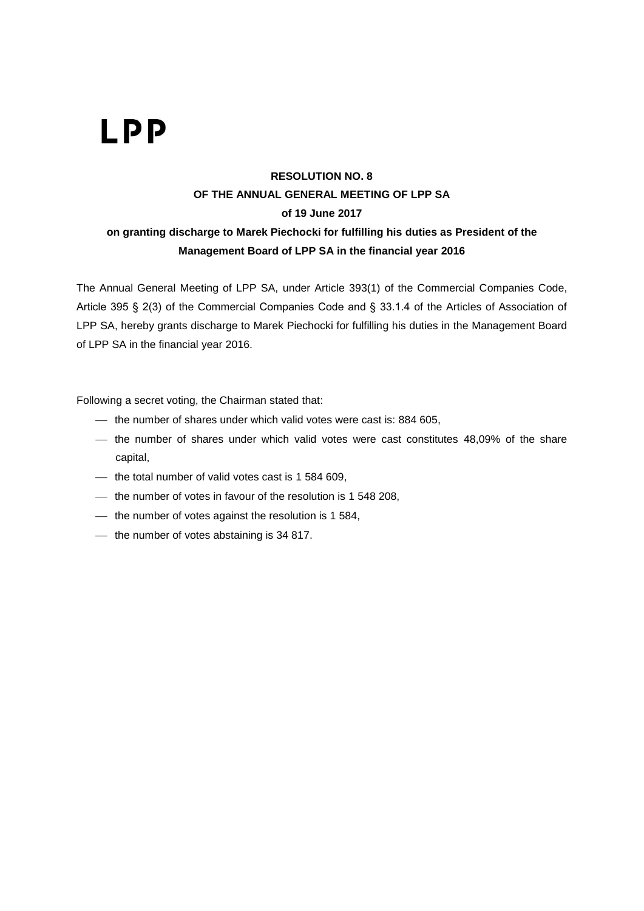LPP

**RESOLUTION NO. 8**
**OF THE ANNUAL GENERAL MEETING OF LPP SA**
**of 19 June 2017**
**on granting discharge to Marek Piechocki for fulfilling his duties as President of the Management Board of LPP SA in the financial year 2016**

The Annual General Meeting of LPP SA, under Article 393(1) of the Commercial Companies Code, Article 395 § 2(3) of the Commercial Companies Code and § 33.1.4 of the Articles of Association of LPP SA, hereby grants discharge to Marek Piechocki for fulfilling his duties in the Management Board of LPP SA in the financial year 2016.

Following a secret voting, the Chairman stated that:

- the number of shares under which valid votes were cast is: 884 605,
- the number of shares under which valid votes were cast constitutes 48,09% of the share capital,
- the total number of valid votes cast is 1 584 609,
- the number of votes in favour of the resolution is 1 548 208,
- the number of votes against the resolution is 1 584,
- the number of votes abstaining is 34 817.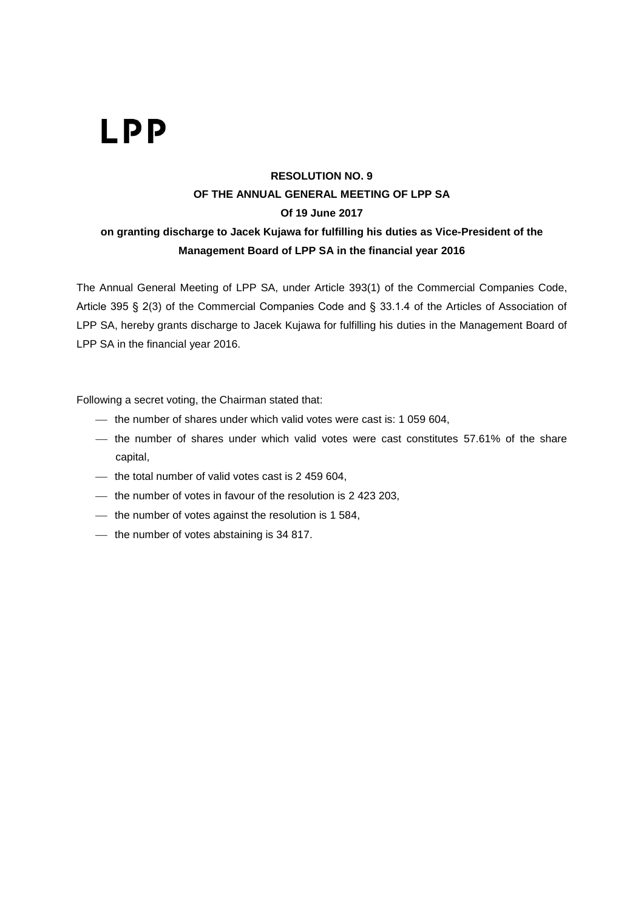LPP

**RESOLUTION NO. 9**
**OF THE ANNUAL GENERAL MEETING OF LPP SA**
**Of 19 June 2017**
**on granting discharge to Jacek Kujawa for fulfilling his duties as Vice-President of the Management Board of LPP SA in the financial year 2016**

The Annual General Meeting of LPP SA, under Article 393(1) of the Commercial Companies Code, Article 395 § 2(3) of the Commercial Companies Code and § 33.1.4 of the Articles of Association of LPP SA, hereby grants discharge to Jacek Kujawa for fulfilling his duties in the Management Board of LPP SA in the financial year 2016.

Following a secret voting, the Chairman stated that:

- the number of shares under which valid votes were cast is: 1 059 604,
- the number of shares under which valid votes were cast constitutes 57.61% of the share capital,
- the total number of valid votes cast is 2 459 604,
- the number of votes in favour of the resolution is 2 423 203,
- the number of votes against the resolution is 1 584,
- the number of votes abstaining is 34 817.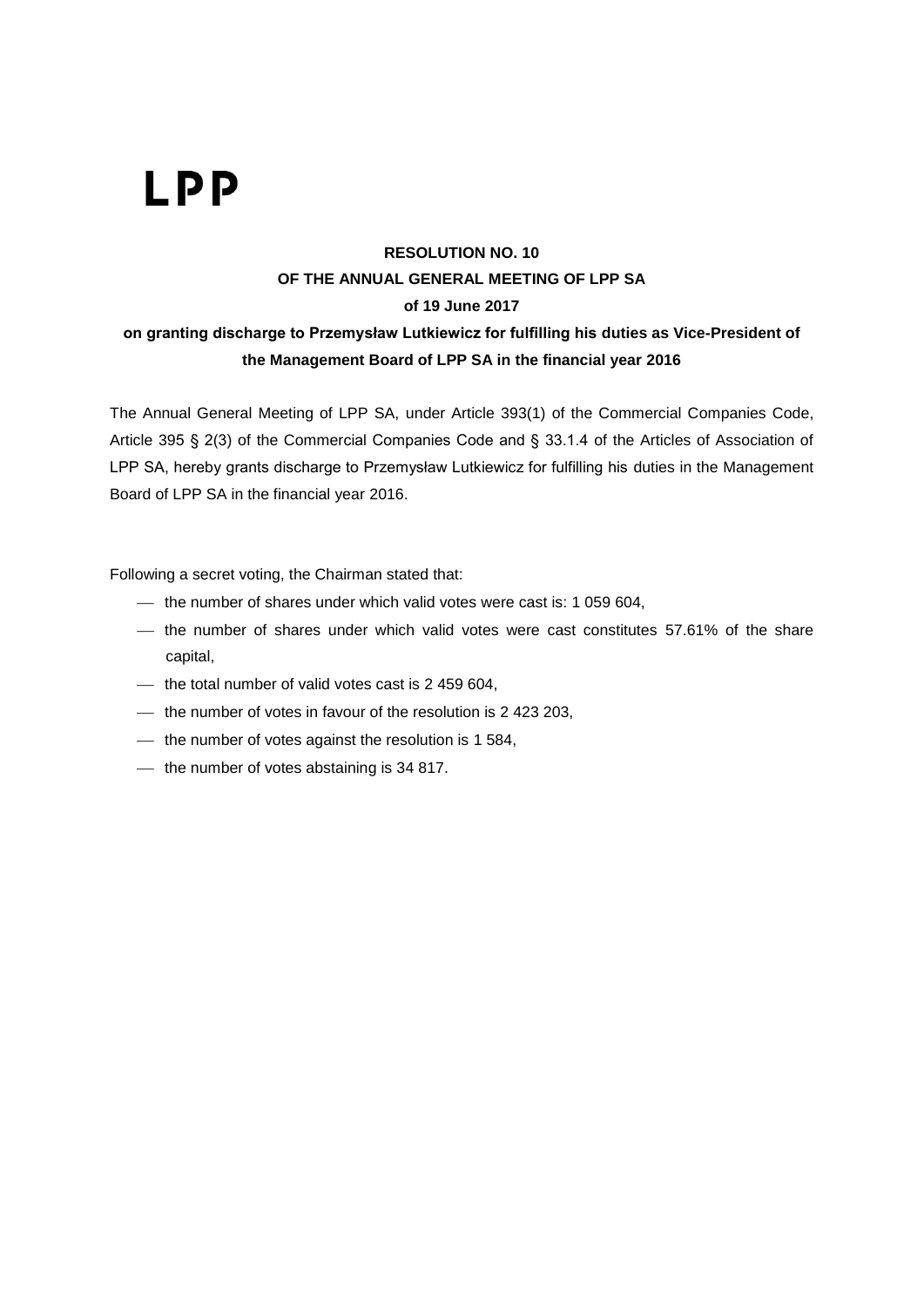LPP

**RESOLUTION NO. 10**
**OF THE ANNUAL GENERAL MEETING OF LPP SA**
**of 19 June 2017**
**on granting discharge to Przemysław Lutkiewicz for fulfilling his duties as Vice-President of the Management Board of LPP SA in the financial year 2016**

The Annual General Meeting of LPP SA, under Article 393(1) of the Commercial Companies Code, Article 395 § 2(3) of the Commercial Companies Code and § 33.1.4 of the Articles of Association of LPP SA, hereby grants discharge to Przemysław Lutkiewicz for fulfilling his duties in the Management Board of LPP SA in the financial year 2016.

Following a secret voting, the Chairman stated that:

- the number of shares under which valid votes were cast is: 1 059 604,
- the number of shares under which valid votes were cast constitutes 57.61% of the share capital,
- the total number of valid votes cast is 2 459 604,
- the number of votes in favour of the resolution is 2 423 203,
- the number of votes against the resolution is 1 584,
- the number of votes abstaining is 34 817.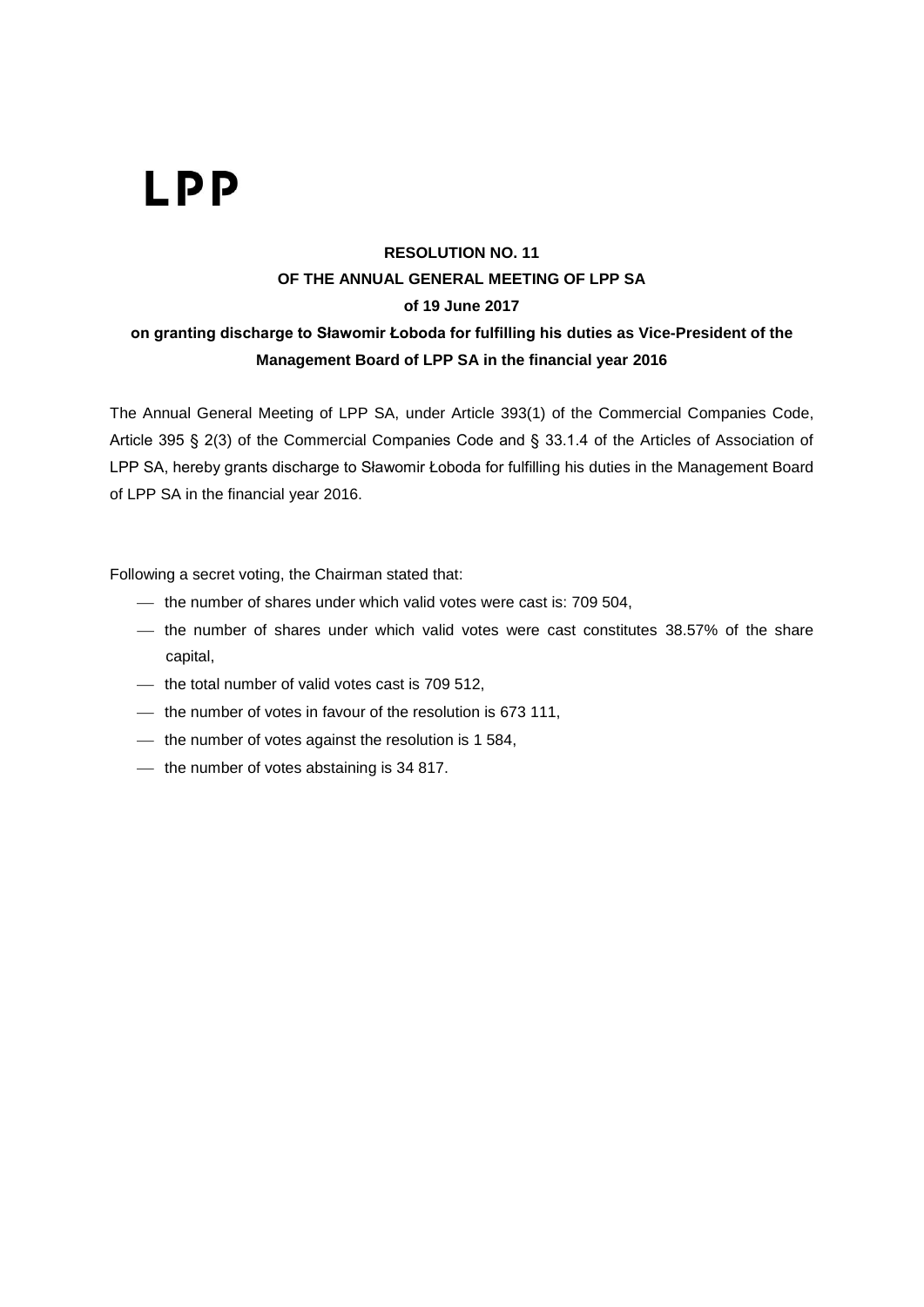LPP

**RESOLUTION NO. 11**
**OF THE ANNUAL GENERAL MEETING OF LPP SA**
**of 19 June 2017**
**on granting discharge to Sławomir Łoboda for fulfilling his duties as Vice-President of the Management Board of LPP SA in the financial year 2016**

The Annual General Meeting of LPP SA, under Article 393(1) of the Commercial Companies Code, Article 395 § 2(3) of the Commercial Companies Code and § 33.1.4 of the Articles of Association of LPP SA, hereby grants discharge to Sławomir Łoboda for fulfilling his duties in the Management Board of LPP SA in the financial year 2016.

Following a secret voting, the Chairman stated that:

- the number of shares under which valid votes were cast is: 709 504,
- the number of shares under which valid votes were cast constitutes 38.57% of the share capital,
- the total number of valid votes cast is 709 512,
- the number of votes in favour of the resolution is 673 111,
- the number of votes against the resolution is 1 584,
- the number of votes abstaining is 34 817.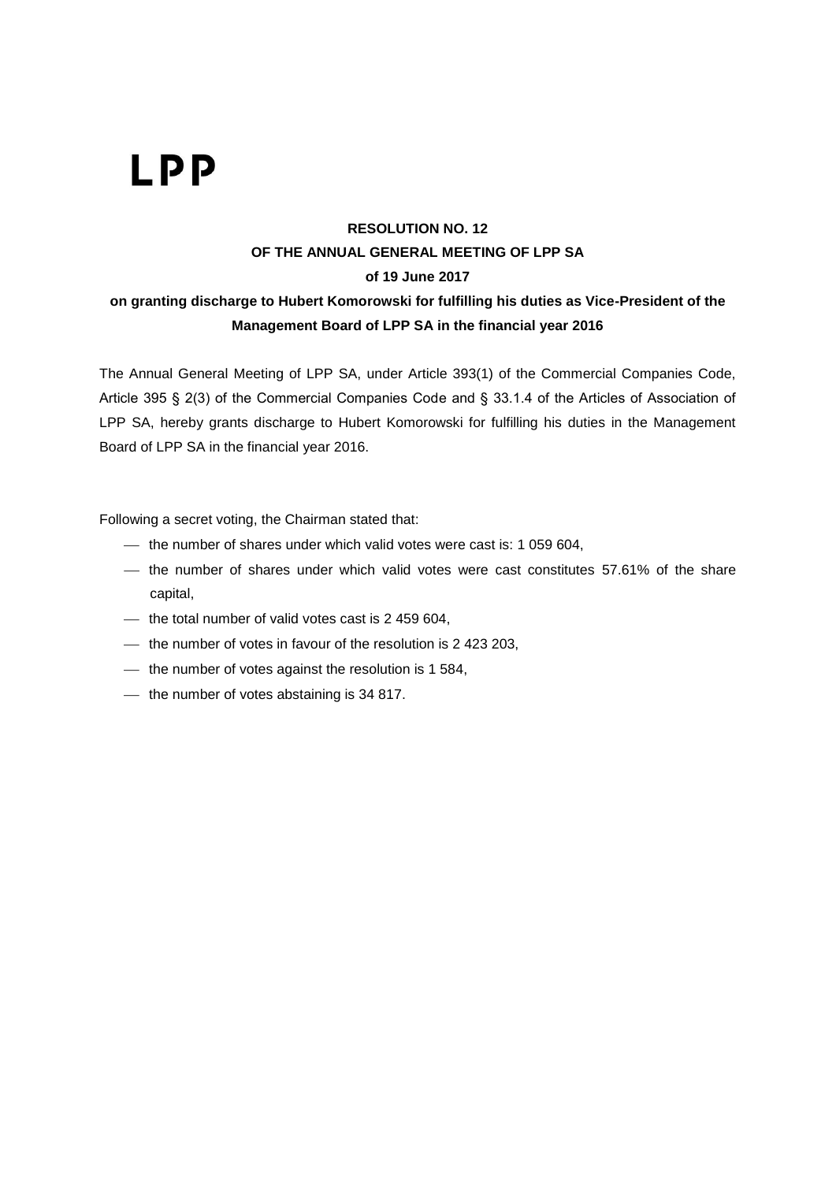LPP

**RESOLUTION NO. 12**

**OF THE ANNUAL GENERAL MEETING OF LPP SA**

**of 19 June 2017**

**on granting discharge to Hubert Komorowski for fulfilling his duties as Vice-President of the Management Board of LPP SA in the financial year 2016**

The Annual General Meeting of LPP SA, under Article 393(1) of the Commercial Companies Code, Article 395 § 2(3) of the Commercial Companies Code and § 33.1.4 of the Articles of Association of LPP SA, hereby grants discharge to Hubert Komorowski for fulfilling his duties in the Management Board of LPP SA in the financial year 2016.

Following a secret voting, the Chairman stated that:

- the number of shares under which valid votes were cast is: 1 059 604,
- the number of shares under which valid votes were cast constitutes 57.61% of the share capital,
- the total number of valid votes cast is 2 459 604,
- the number of votes in favour of the resolution is 2 423 203,
- the number of votes against the resolution is 1 584,
- the number of votes abstaining is 34 817.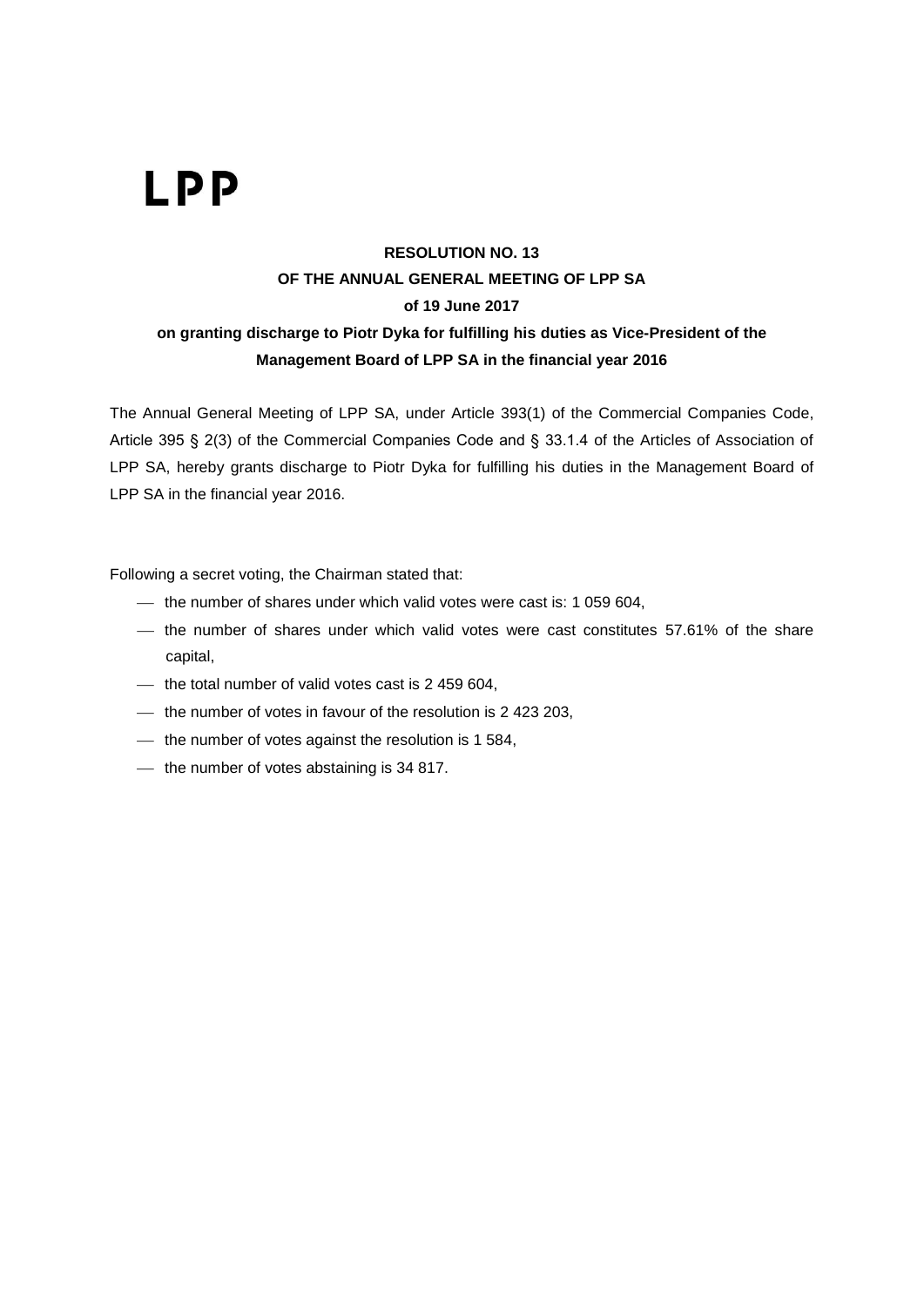# LPP

**RESOLUTION NO. 13**

**OF THE ANNUAL GENERAL MEETING OF LPP SA**

**of 19 June 2017**

**on granting discharge to Piotr Dyka for fulfilling his duties as Vice-President of the Management Board of LPP SA in the financial year 2016**

The Annual General Meeting of LPP SA, under Article 393(1) of the Commercial Companies Code, Article 395 § 2(3) of the Commercial Companies Code and § 33.1.4 of the Articles of Association of LPP SA, hereby grants discharge to Piotr Dyka for fulfilling his duties in the Management Board of LPP SA in the financial year 2016.

Following a secret voting, the Chairman stated that:

- the number of shares under which valid votes were cast is: 1 059 604,
- the number of shares under which valid votes were cast constitutes 57.61% of the share capital,
- the total number of valid votes cast is 2 459 604,
- the number of votes in favour of the resolution is 2 423 203,
- the number of votes against the resolution is 1 584,
- the number of votes abstaining is 34 817.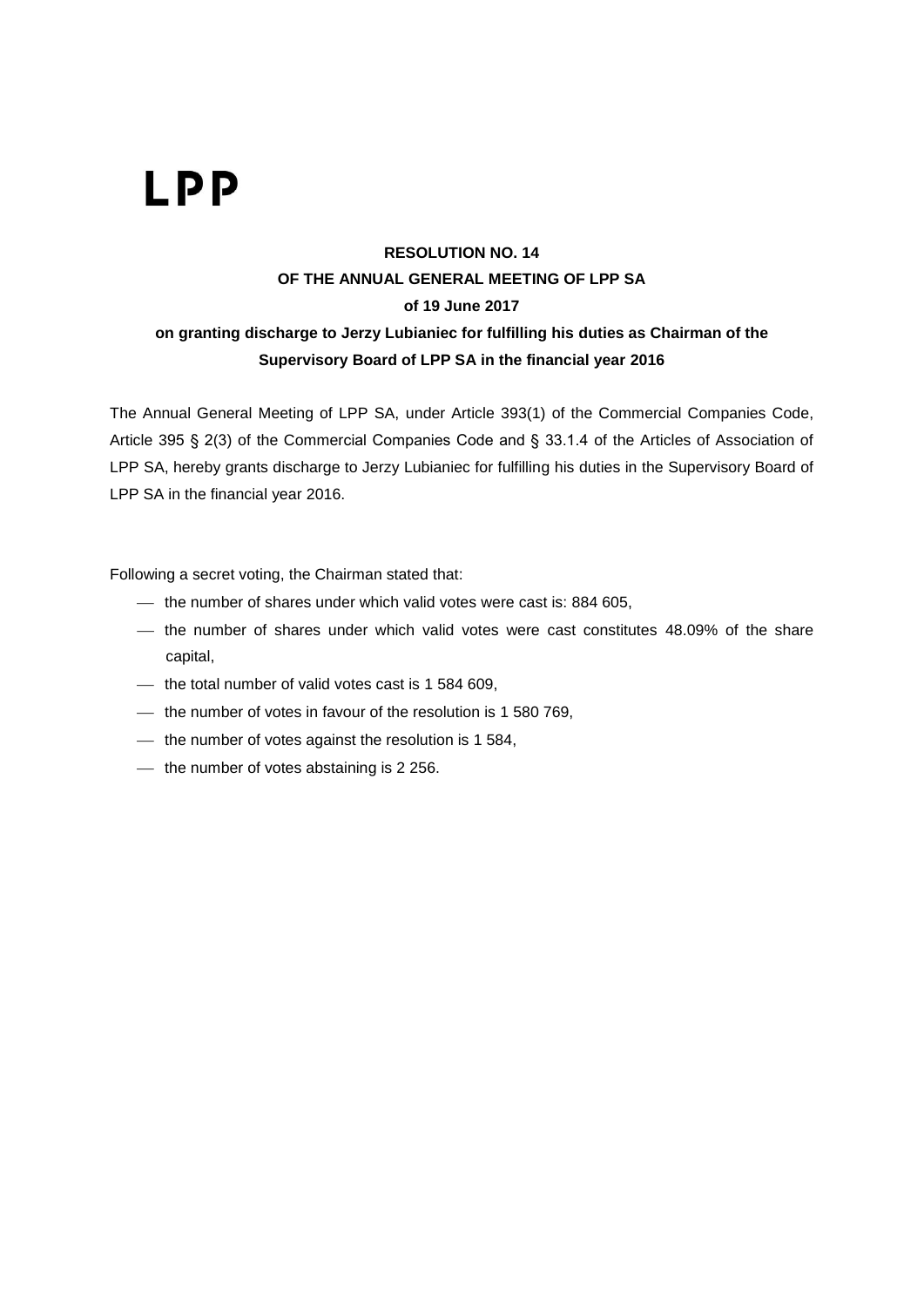LPP

**RESOLUTION NO. 14**
**OF THE ANNUAL GENERAL MEETING OF LPP SA**
**of 19 June 2017**
**on granting discharge to Jerzy Lubianiec for fulfilling his duties as Chairman of the Supervisory Board of LPP SA in the financial year 2016**

The Annual General Meeting of LPP SA, under Article 393(1) of the Commercial Companies Code, Article 395 § 2(3) of the Commercial Companies Code and § 33.1.4 of the Articles of Association of LPP SA, hereby grants discharge to Jerzy Lubianiec for fulfilling his duties in the Supervisory Board of LPP SA in the financial year 2016.

Following a secret voting, the Chairman stated that:

- the number of shares under which valid votes were cast is: 884 605,
- the number of shares under which valid votes were cast constitutes 48.09% of the share capital,
- the total number of valid votes cast is 1 584 609,
- the number of votes in favour of the resolution is 1 580 769,
- the number of votes against the resolution is 1 584,
- the number of votes abstaining is 2 256.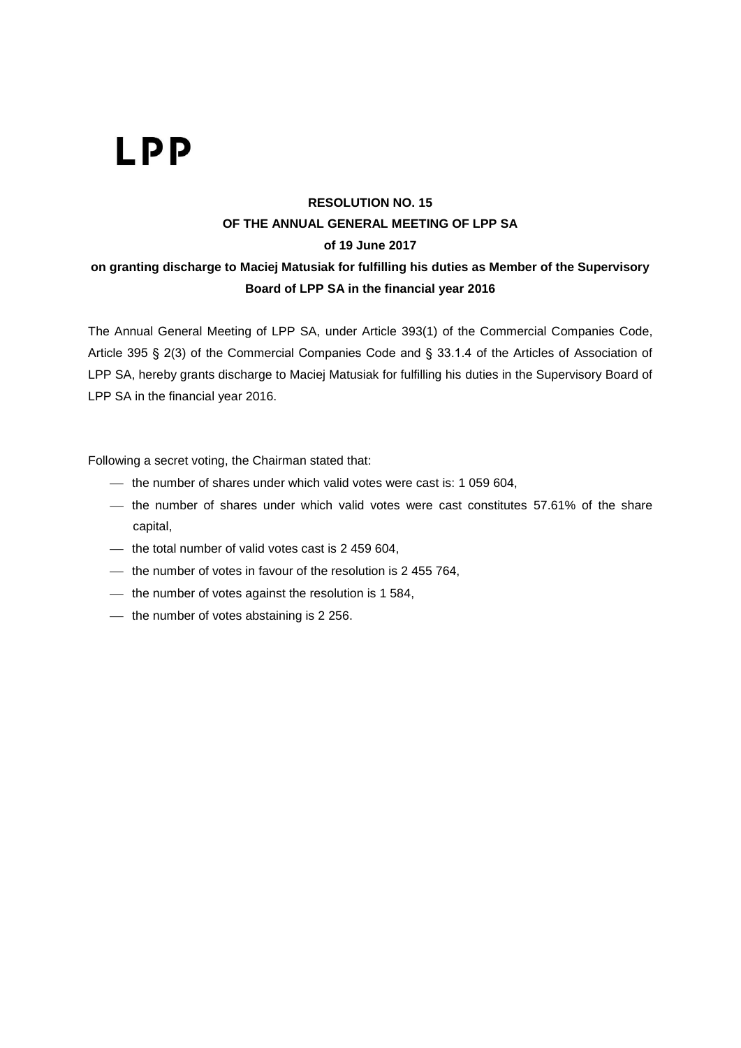**LPP**

**RESOLUTION NO. 15**
**OF THE ANNUAL GENERAL MEETING OF LPP SA**
**of 19 June 2017**
**on granting discharge to Maciej Matusiak for fulfilling his duties as Member of the Supervisory Board of LPP SA in the financial year 2016**

The Annual General Meeting of LPP SA, under Article 393(1) of the Commercial Companies Code, Article 395 § 2(3) of the Commercial Companies Code and § 33.1.4 of the Articles of Association of LPP SA, hereby grants discharge to Maciej Matusiak for fulfilling his duties in the Supervisory Board of LPP SA in the financial year 2016.

Following a secret voting, the Chairman stated that:

- the number of shares under which valid votes were cast is: 1 059 604,
- the number of shares under which valid votes were cast constitutes 57.61% of the share capital,
- the total number of valid votes cast is 2 459 604,
- the number of votes in favour of the resolution is 2 455 764,
- the number of votes against the resolution is 1 584,
- the number of votes abstaining is 2 256.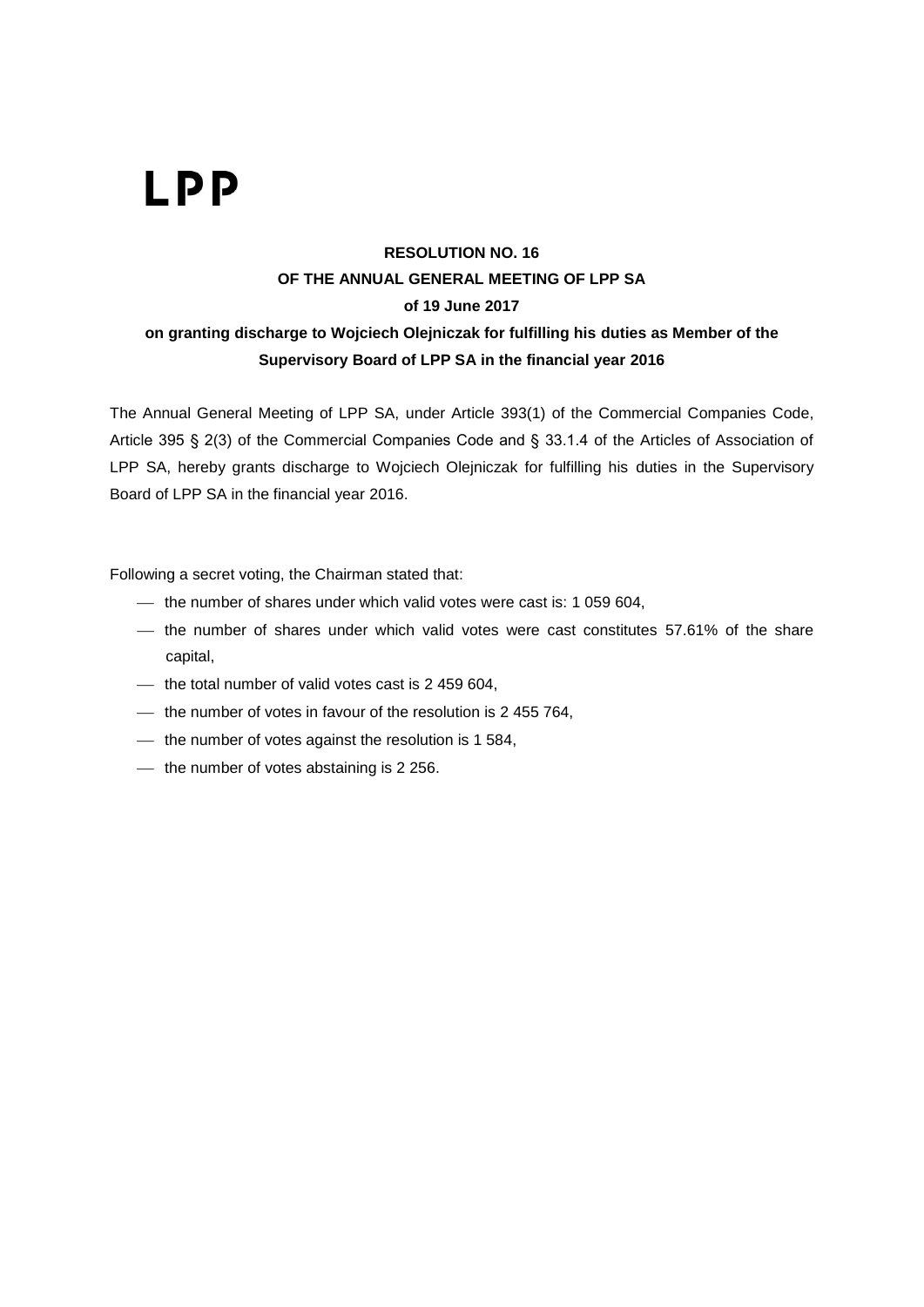LPP

**RESOLUTION NO. 16**

**OF THE ANNUAL GENERAL MEETING OF LPP SA**

**of 19 June 2017**

**on granting discharge to Wojciech Olejniczak for fulfilling his duties as Member of the Supervisory Board of LPP SA in the financial year 2016**

The Annual General Meeting of LPP SA, under Article 393(1) of the Commercial Companies Code, Article 395 § 2(3) of the Commercial Companies Code and § 33.1.4 of the Articles of Association of LPP SA, hereby grants discharge to Wojciech Olejniczak for fulfilling his duties in the Supervisory Board of LPP SA in the financial year 2016.

Following a secret voting, the Chairman stated that:

- the number of shares under which valid votes were cast is: 1 059 604,
- the number of shares under which valid votes were cast constitutes 57.61% of the share capital,
- the total number of valid votes cast is 2 459 604,
- the number of votes in favour of the resolution is 2 455 764,
- the number of votes against the resolution is 1 584,
- the number of votes abstaining is 2 256.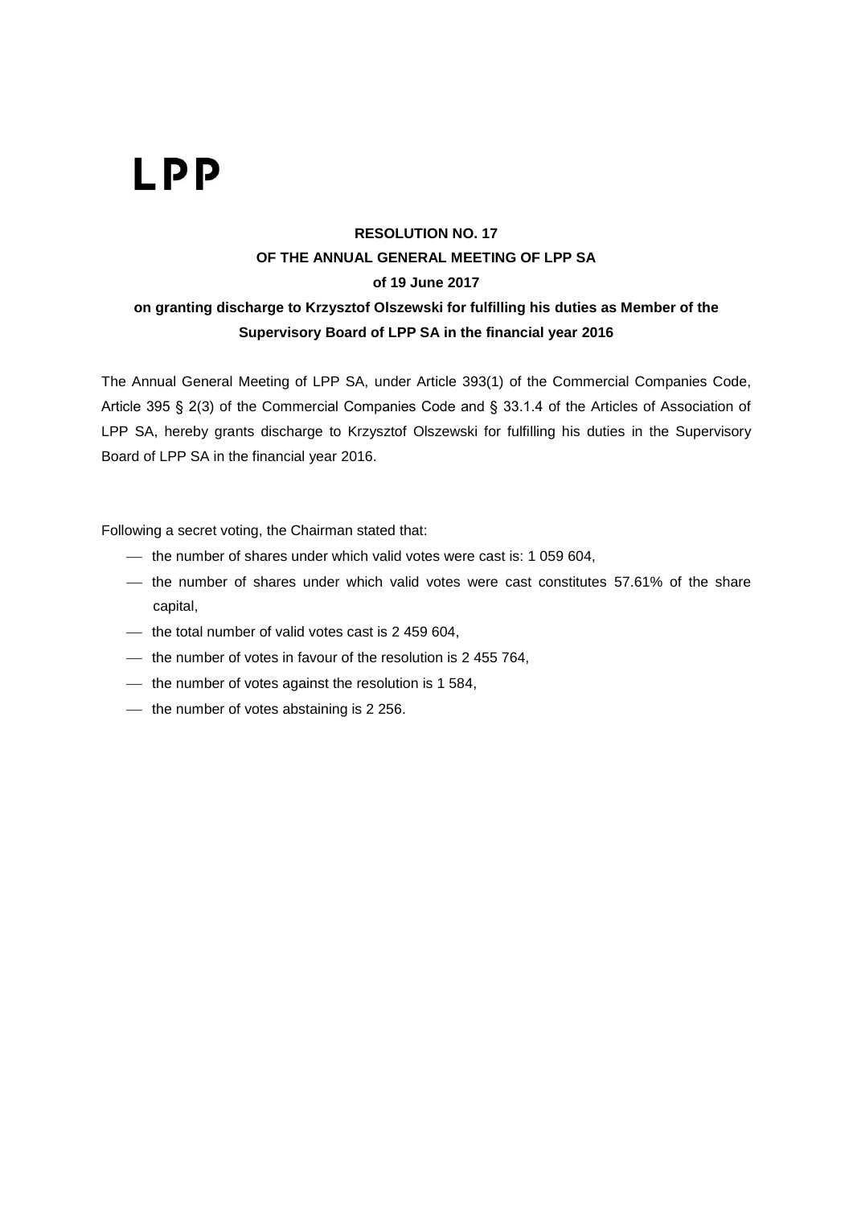LPP

**RESOLUTION NO. 17**
**OF THE ANNUAL GENERAL MEETING OF LPP SA**
**of 19 June 2017**
**on granting discharge to Krzysztof Olszewski for fulfilling his duties as Member of the Supervisory Board of LPP SA in the financial year 2016**

The Annual General Meeting of LPP SA, under Article 393(1) of the Commercial Companies Code, Article 395 § 2(3) of the Commercial Companies Code and § 33.1.4 of the Articles of Association of LPP SA, hereby grants discharge to Krzysztof Olszewski for fulfilling his duties in the Supervisory Board of LPP SA in the financial year 2016.

Following a secret voting, the Chairman stated that:

- the number of shares under which valid votes were cast is: 1 059 604,
- the number of shares under which valid votes were cast constitutes 57.61% of the share capital,
- the total number of valid votes cast is 2 459 604,
- the number of votes in favour of the resolution is 2 455 764,
- the number of votes against the resolution is 1 584,
- the number of votes abstaining is 2 256.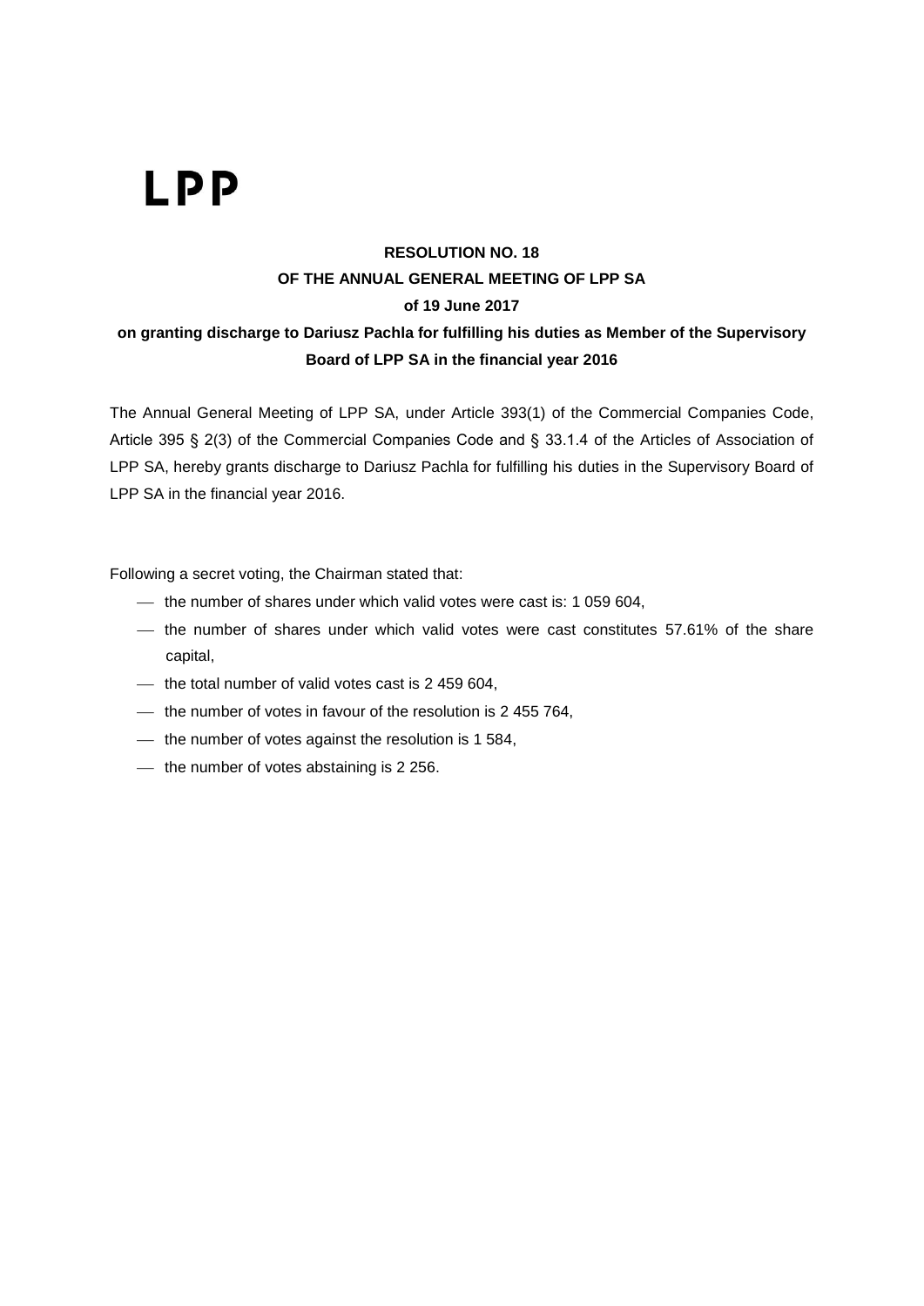LPP

**RESOLUTION NO. 18**
**OF THE ANNUAL GENERAL MEETING OF LPP SA**
**of 19 June 2017**
**on granting discharge to Dariusz Pachla for fulfilling his duties as Member of the Supervisory Board of LPP SA in the financial year 2016**

The Annual General Meeting of LPP SA, under Article 393(1) of the Commercial Companies Code, Article 395 § 2(3) of the Commercial Companies Code and § 33.1.4 of the Articles of Association of LPP SA, hereby grants discharge to Dariusz Pachla for fulfilling his duties in the Supervisory Board of LPP SA in the financial year 2016.

Following a secret voting, the Chairman stated that:

- the number of shares under which valid votes were cast is: 1 059 604,
- the number of shares under which valid votes were cast constitutes 57.61% of the share capital,
- the total number of valid votes cast is 2 459 604,
- the number of votes in favour of the resolution is 2 455 764,
- the number of votes against the resolution is 1 584,
- the number of votes abstaining is 2 256.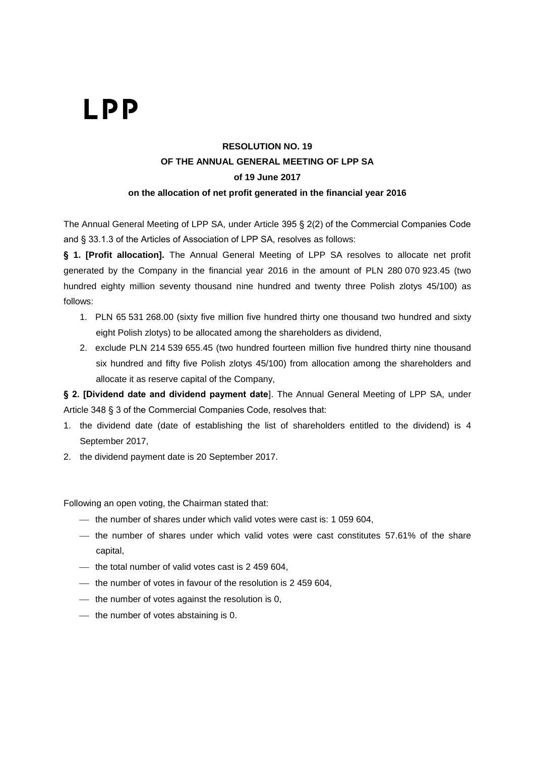# LPP

**RESOLUTION NO. 19**

**OF THE ANNUAL GENERAL MEETING OF LPP SA**

**of 19 June 2017**

**on the allocation of net profit generated in the financial year 2016**

The Annual General Meeting of LPP SA, under Article 395 § 2(2) of the Commercial Companies Code and § 33.1.3 of the Articles of Association of LPP SA, resolves as follows:

**§ 1. [Profit allocation].** The Annual General Meeting of LPP SA resolves to allocate net profit generated by the Company in the financial year 2016 in the amount of PLN 280 070 923.45 (two hundred eighty million seventy thousand nine hundred and twenty three Polish zlotys 45/100) as follows:

1. PLN 65 531 268.00 (sixty five million five hundred thirty one thousand two hundred and sixty eight Polish zlotys) to be allocated among the shareholders as dividend,
2. exclude PLN 214 539 655.45 (two hundred fourteen million five hundred thirty nine thousand six hundred and fifty five Polish zlotys 45/100) from allocation among the shareholders and allocate it as reserve capital of the Company,

**§ 2. [Dividend date and dividend payment date**]. The Annual General Meeting of LPP SA, under Article 348 § 3 of the Commercial Companies Code, resolves that:

1. the dividend date (date of establishing the list of shareholders entitled to the dividend) is 4 September 2017,
2. the dividend payment date is 20 September 2017.

Following an open voting, the Chairman stated that:

- the number of shares under which valid votes were cast is: 1 059 604,
- the number of shares under which valid votes were cast constitutes 57.61% of the share capital,
- the total number of valid votes cast is 2 459 604,
- the number of votes in favour of the resolution is 2 459 604,
- the number of votes against the resolution is 0,
- the number of votes abstaining is 0.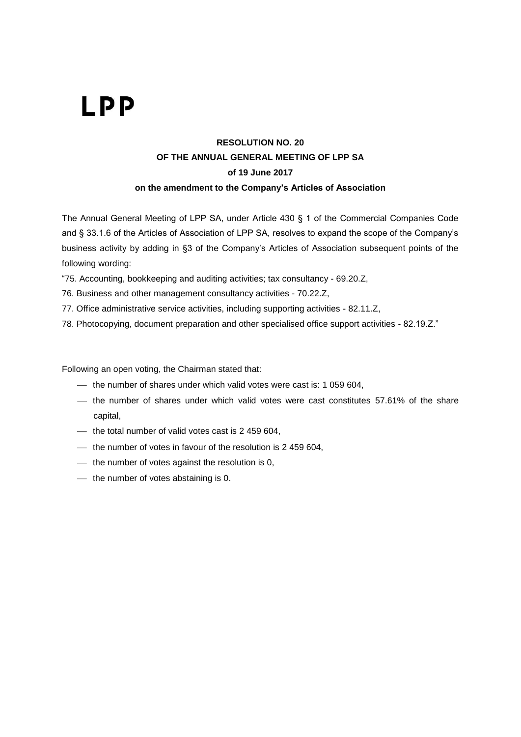LPP

**RESOLUTION NO. 20**
**OF THE ANNUAL GENERAL MEETING OF LPP SA**
**of 19 June 2017**
**on the amendment to the Company's Articles of Association**

The Annual General Meeting of LPP SA, under Article 430 § 1 of the Commercial Companies Code and § 33.1.6 of the Articles of Association of LPP SA, resolves to expand the scope of the Company's business activity by adding in §3 of the Company's Articles of Association subsequent points of the following wording:

"75. Accounting, bookkeeping and auditing activities; tax consultancy - 69.20.Z,

76. Business and other management consultancy activities - 70.22.Z,

77. Office administrative service activities, including supporting activities - 82.11.Z,

78. Photocopying, document preparation and other specialised office support activities - 82.19.Z."

Following an open voting, the Chairman stated that:

- the number of shares under which valid votes were cast is: 1 059 604,
- the number of shares under which valid votes were cast constitutes 57.61% of the share capital,
- the total number of valid votes cast is 2 459 604,
- the number of votes in favour of the resolution is 2 459 604,
- the number of votes against the resolution is 0,
- the number of votes abstaining is 0.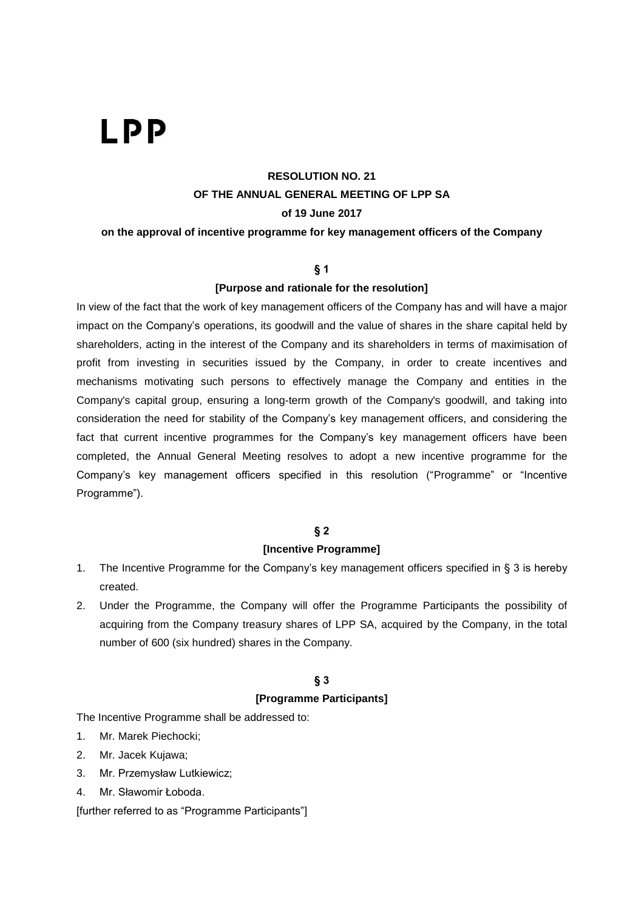# LPP

**RESOLUTION NO. 21**
**OF THE ANNUAL GENERAL MEETING OF LPP SA**
**of 19 June 2017**
**on the approval of incentive programme for key management officers of the Company**

**§ 1**

**[Purpose and rationale for the resolution]**

In view of the fact that the work of key management officers of the Company has and will have a major impact on the Company's operations, its goodwill and the value of shares in the share capital held by shareholders, acting in the interest of the Company and its shareholders in terms of maximisation of profit from investing in securities issued by the Company, in order to create incentives and mechanisms motivating such persons to effectively manage the Company and entities in the Company's capital group, ensuring a long-term growth of the Company's goodwill, and taking into consideration the need for stability of the Company's key management officers, and considering the fact that current incentive programmes for the Company's key management officers have been completed, the Annual General Meeting resolves to adopt a new incentive programme for the Company's key management officers specified in this resolution ("Programme" or "Incentive Programme").

**§ 2**

**[Incentive Programme]**

1. The Incentive Programme for the Company's key management officers specified in § 3 is hereby created.
2. Under the Programme, the Company will offer the Programme Participants the possibility of acquiring from the Company treasury shares of LPP SA, acquired by the Company, in the total number of 600 (six hundred) shares in the Company.

**§ 3**

**[Programme Participants]**

The Incentive Programme shall be addressed to:

1. Mr. Marek Piechocki;
2. Mr. Jacek Kujawa;
3. Mr. Przemysław Lutkiewicz;
4. Mr. Sławomir Łoboda.

[further referred to as "Programme Participants"]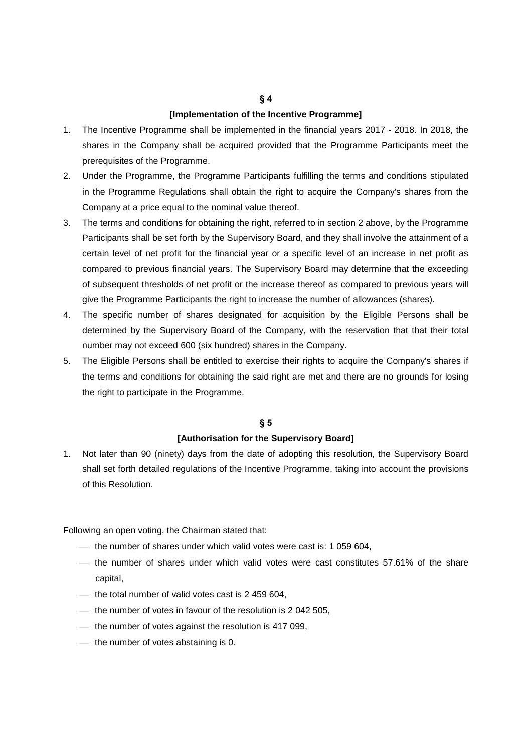**§ 4**

**[Implementation of the Incentive Programme]**

1. The Incentive Programme shall be implemented in the financial years 2017 - 2018. In 2018, the shares in the Company shall be acquired provided that the Programme Participants meet the prerequisites of the Programme.
2. Under the Programme, the Programme Participants fulfilling the terms and conditions stipulated in the Programme Regulations shall obtain the right to acquire the Company's shares from the Company at a price equal to the nominal value thereof.
3. The terms and conditions for obtaining the right, referred to in section 2 above, by the Programme Participants shall be set forth by the Supervisory Board, and they shall involve the attainment of a certain level of net profit for the financial year or a specific level of an increase in net profit as compared to previous financial years. The Supervisory Board may determine that the exceeding of subsequent thresholds of net profit or the increase thereof as compared to previous years will give the Programme Participants the right to increase the number of allowances (shares).
4. The specific number of shares designated for acquisition by the Eligible Persons shall be determined by the Supervisory Board of the Company, with the reservation that that their total number may not exceed 600 (six hundred) shares in the Company.
5. The Eligible Persons shall be entitled to exercise their rights to acquire the Company's shares if the terms and conditions for obtaining the said right are met and there are no grounds for losing the right to participate in the Programme.

**§ 5**

**[Authorisation for the Supervisory Board]**

1. Not later than 90 (ninety) days from the date of adopting this resolution, the Supervisory Board shall set forth detailed regulations of the Incentive Programme, taking into account the provisions of this Resolution.

Following an open voting, the Chairman stated that:

- the number of shares under which valid votes were cast is: 1 059 604,
- the number of shares under which valid votes were cast constitutes 57.61% of the share capital,
- the total number of valid votes cast is 2 459 604,
- the number of votes in favour of the resolution is 2 042 505,
- the number of votes against the resolution is 417 099,
- the number of votes abstaining is 0.